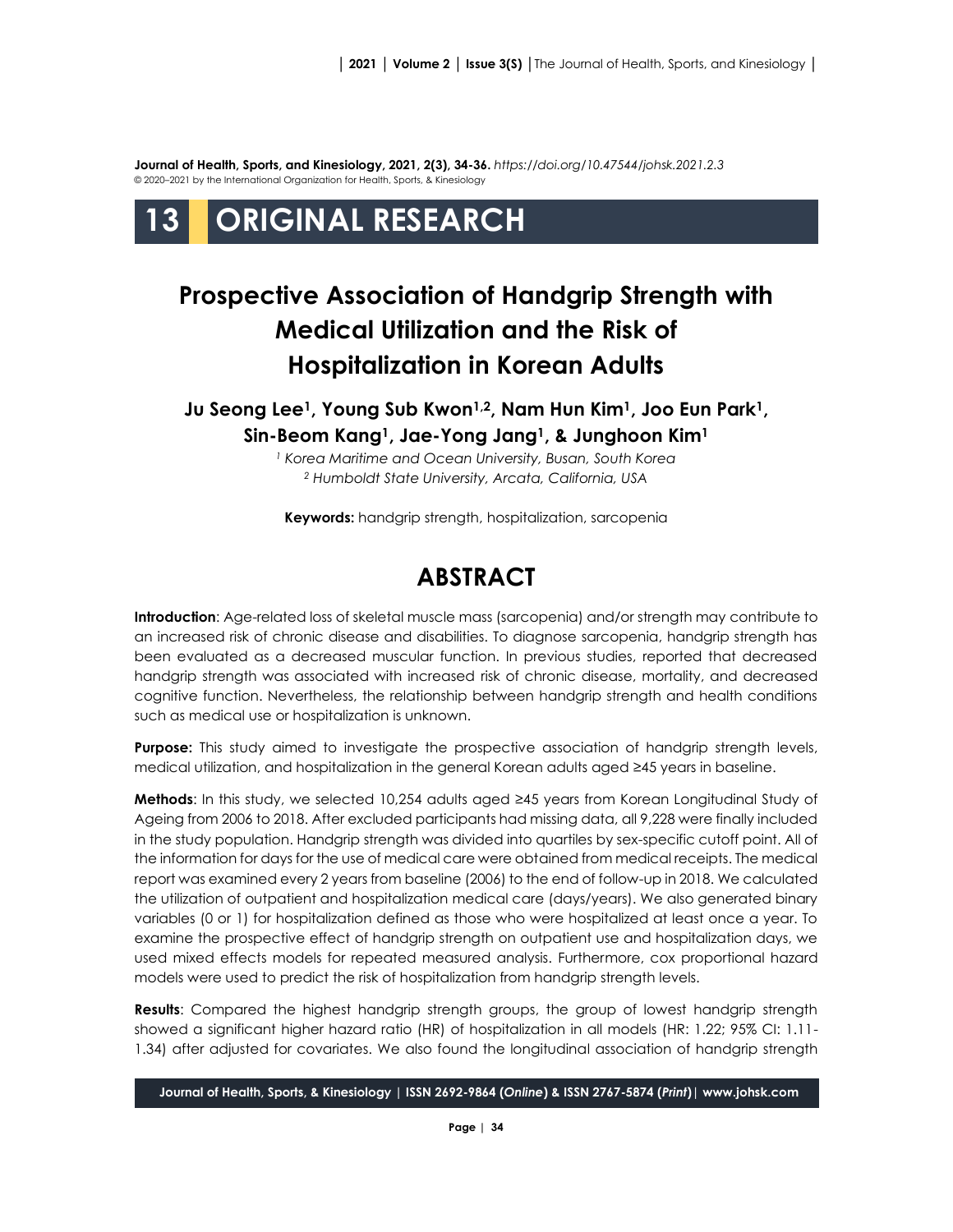**Journal of Health, Sports, and Kinesiology, 2021, 2(3), 34-36.** *https://doi.org/10.47544/johsk.2021.2.3*
© 2020–2021 by the International Organization for Health, Sports, & Kinesiology

# 13 ORIGINAL RESEARCH

# Prospective Association of Handgrip Strength with Medical Utilization and the Risk of Hospitalization in Korean Adults

**Ju Seong Lee[1], Young Sub Kwon[1,2], Nam Hun Kim[1], Joo Eun Park[1], Sin-Beom Kang[1], Jae-Yong Jang[1], & Junghoon Kim[1]**

[1] *Korea Maritime and Ocean University, Busan, South Korea*
[2] *Humboldt State University, Arcata, California, USA*

**Keywords:** handgrip strength, hospitalization, sarcopenia

## ABSTRACT

**Introduction**: Age-related loss of skeletal muscle mass (sarcopenia) and/or strength may contribute to an increased risk of chronic disease and disabilities. To diagnose sarcopenia, handgrip strength has been evaluated as a decreased muscular function. In previous studies, reported that decreased handgrip strength was associated with increased risk of chronic disease, mortality, and decreased cognitive function. Nevertheless, the relationship between handgrip strength and health conditions such as medical use or hospitalization is unknown.

**Purpose:** This study aimed to investigate the prospective association of handgrip strength levels, medical utilization, and hospitalization in the general Korean adults aged ≥45 years in baseline.

**Methods**: In this study, we selected 10,254 adults aged ≥45 years from Korean Longitudinal Study of Ageing from 2006 to 2018. After excluded participants had missing data, all 9,228 were finally included in the study population. Handgrip strength was divided into quartiles by sex-specific cutoff point. All of the information for days for the use of medical care were obtained from medical receipts. The medical report was examined every 2 years from baseline (2006) to the end of follow-up in 2018. We calculated the utilization of outpatient and hospitalization medical care (days/years). We also generated binary variables (0 or 1) for hospitalization defined as those who were hospitalized at least once a year. To examine the prospective effect of handgrip strength on outpatient use and hospitalization days, we used mixed effects models for repeated measured analysis. Furthermore, cox proportional hazard models were used to predict the risk of hospitalization from handgrip strength levels.

**Results**: Compared the highest handgrip strength groups, the group of lowest handgrip strength showed a significant higher hazard ratio (HR) of hospitalization in all models (HR: 1.22; 95% CI: 1.11-1.34) after adjusted for covariates. We also found the longitudinal association of handgrip strength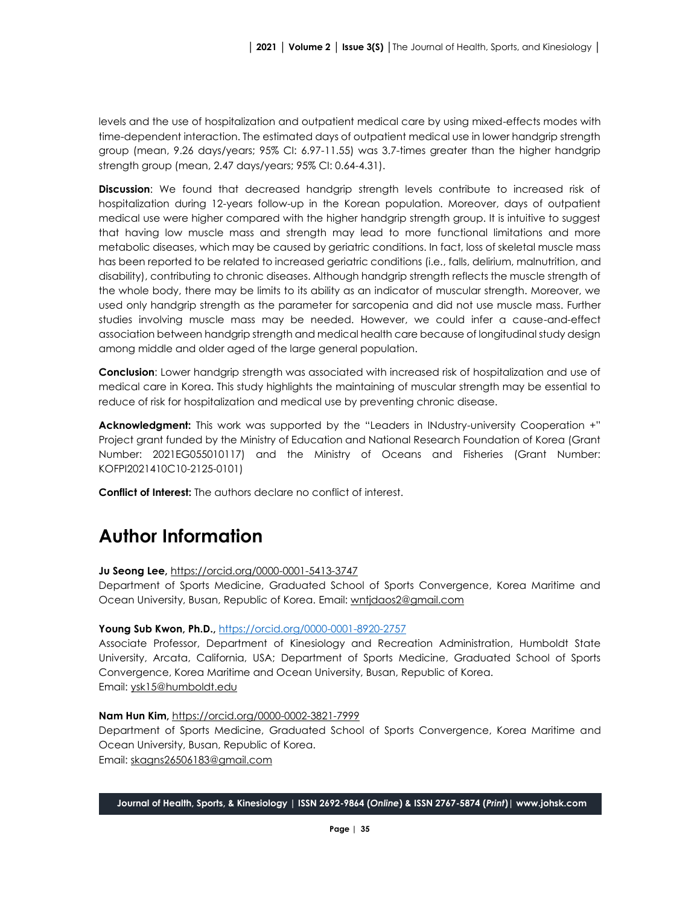levels and the use of hospitalization and outpatient medical care by using mixed-effects modes with time-dependent interaction. The estimated days of outpatient medical use in lower handgrip strength group (mean, 9.26 days/years; 95% CI: 6.97-11.55) was 3.7-times greater than the higher handgrip strength group (mean, 2.47 days/years; 95% CI: 0.64-4.31).

**Discussion**: We found that decreased handgrip strength levels contribute to increased risk of hospitalization during 12-years follow-up in the Korean population. Moreover, days of outpatient medical use were higher compared with the higher handgrip strength group. It is intuitive to suggest that having low muscle mass and strength may lead to more functional limitations and more metabolic diseases, which may be caused by geriatric conditions. In fact, loss of skeletal muscle mass has been reported to be related to increased geriatric conditions (i.e., falls, delirium, malnutrition, and disability), contributing to chronic diseases. Although handgrip strength reflects the muscle strength of the whole body, there may be limits to its ability as an indicator of muscular strength. Moreover, we used only handgrip strength as the parameter for sarcopenia and did not use muscle mass. Further studies involving muscle mass may be needed. However, we could infer a cause-and-effect association between handgrip strength and medical health care because of longitudinal study design among middle and older aged of the large general population.

**Conclusion**: Lower handgrip strength was associated with increased risk of hospitalization and use of medical care in Korea. This study highlights the maintaining of muscular strength may be essential to reduce of risk for hospitalization and medical use by preventing chronic disease.

**Acknowledgment:** This work was supported by the "Leaders in INdustry-university Cooperation +" Project grant funded by the Ministry of Education and National Research Foundation of Korea (Grant Number: 2021EG055010117) and the Ministry of Oceans and Fisheries (Grant Number: KOFPI2021410C10-2125-0101)

**Conflict of Interest:** The authors declare no conflict of interest.

# Author Information

**Ju Seong Lee,** https://orcid.org/0000-0001-5413-3747
Department of Sports Medicine, Graduated School of Sports Convergence, Korea Maritime and Ocean University, Busan, Republic of Korea. Email: wntjdaos2@gmail.com

**Young Sub Kwon, Ph.D.,** https://orcid.org/0000-0001-8920-2757
Associate Professor, Department of Kinesiology and Recreation Administration, Humboldt State University, Arcata, California, USA; Department of Sports Medicine, Graduated School of Sports Convergence, Korea Maritime and Ocean University, Busan, Republic of Korea.
Email: ysk15@humboldt.edu

**Nam Hun Kim,** https://orcid.org/0000-0002-3821-7999
Department of Sports Medicine, Graduated School of Sports Convergence, Korea Maritime and Ocean University, Busan, Republic of Korea.
Email: skagns26506183@gmail.com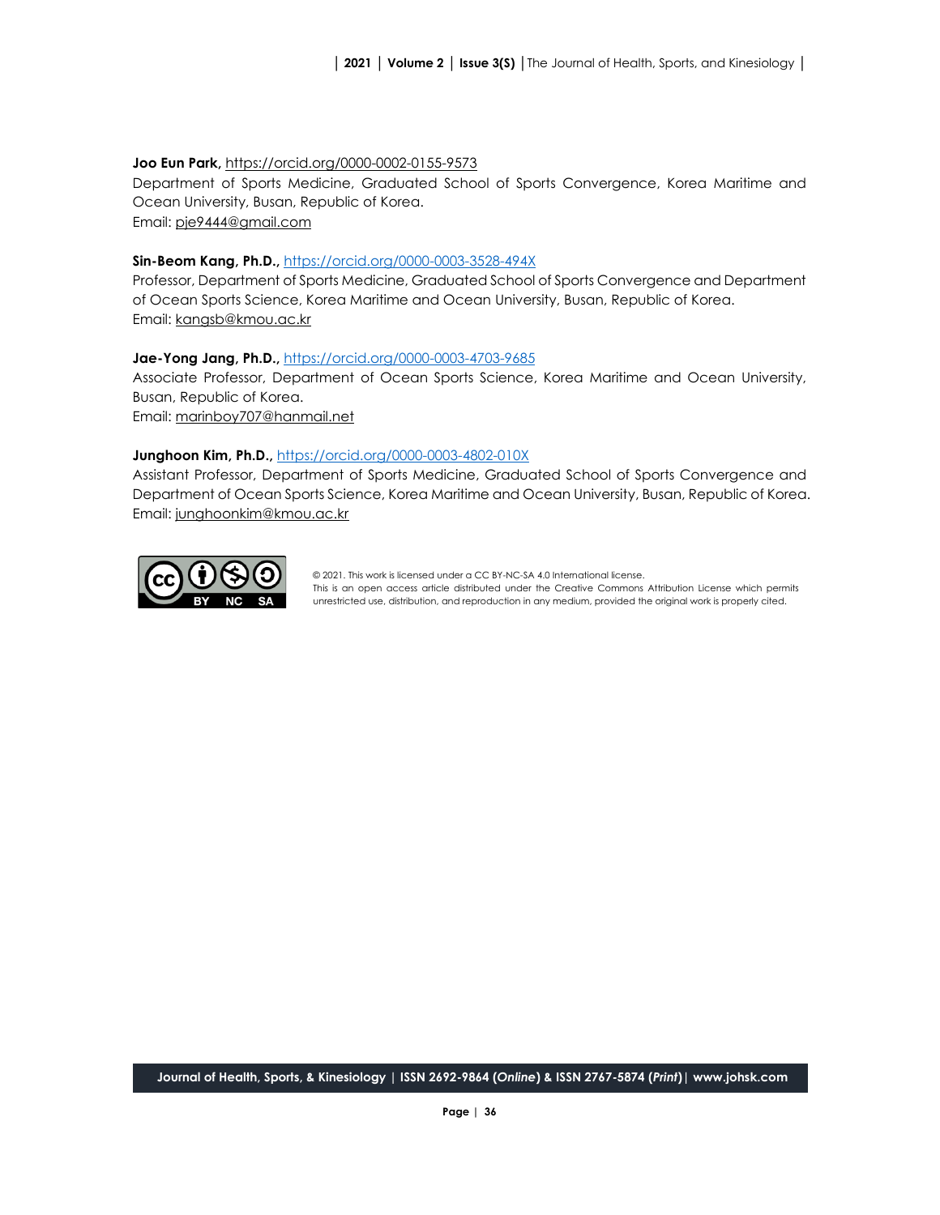**Joo Eun Park,** https://orcid.org/0000-0002-0155-9573
Department of Sports Medicine, Graduated School of Sports Convergence, Korea Maritime and Ocean University, Busan, Republic of Korea.
Email: pje9444@gmail.com

**Sin-Beom Kang, Ph.D.,** https://orcid.org/0000-0003-3528-494X
Professor, Department of Sports Medicine, Graduated School of Sports Convergence and Department of Ocean Sports Science, Korea Maritime and Ocean University, Busan, Republic of Korea.
Email: kangsb@kmou.ac.kr

**Jae-Yong Jang, Ph.D.,** https://orcid.org/0000-0003-4703-9685
Associate Professor, Department of Ocean Sports Science, Korea Maritime and Ocean University, Busan, Republic of Korea.
Email: marinboy707@hanmail.net

**Junghoon Kim, Ph.D.,** https://orcid.org/0000-0003-4802-010X
Assistant Professor, Department of Sports Medicine, Graduated School of Sports Convergence and Department of Ocean Sports Science, Korea Maritime and Ocean University, Busan, Republic of Korea.
Email: junghoonkim@kmou.ac.kr

© 2021. This work is licensed under a CC BY-NC-SA 4.0 International license.
This is an open access article distributed under the Creative Commons Attribution License which permits unrestricted use, distribution, and reproduction in any medium, provided the original work is properly cited.